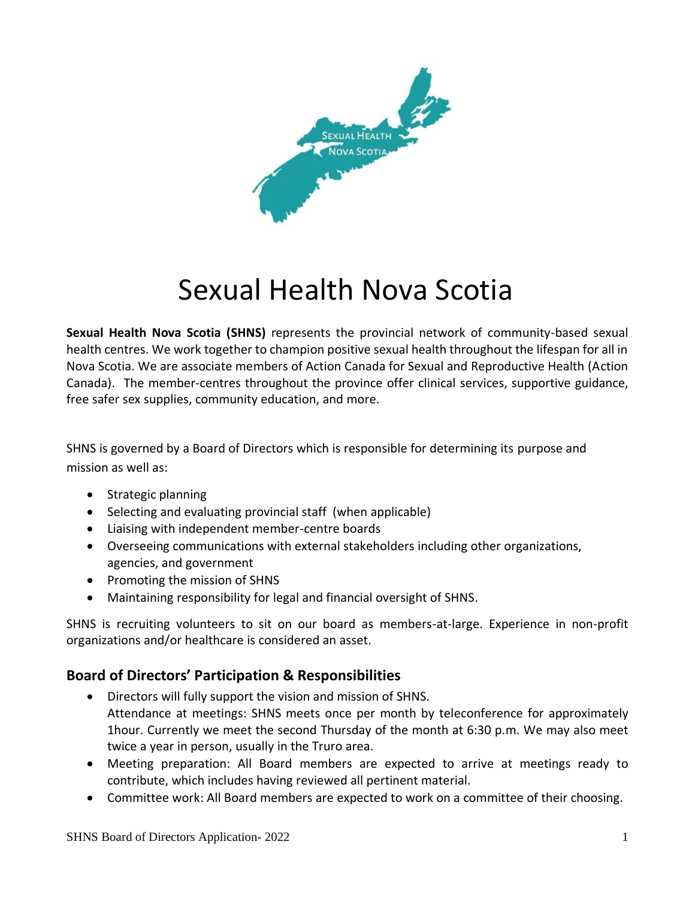# Sexual Health Nova Scotia

**Sexual Health Nova Scotia (SHNS)** represents the provincial network of community-based sexual health centres. We work together to champion positive sexual health throughout the lifespan for all in Nova Scotia. We are associate members of Action Canada for Sexual and Reproductive Health (Action Canada). The member-centres throughout the province offer clinical services, supportive guidance, free safer sex supplies, community education, and more.

SHNS is governed by a Board of Directors which is responsible for determining its purpose and mission as well as:

- Strategic planning
- Selecting and evaluating provincial staff (when applicable)
- Liaising with independent member-centre boards
- Overseeing communications with external stakeholders including other organizations, agencies, and government
- Promoting the mission of SHNS
- Maintaining responsibility for legal and financial oversight of SHNS.

SHNS is recruiting volunteers to sit on our board as members-at-large. Experience in non-profit organizations and/or healthcare is considered an asset.

## Board of Directors' Participation & Responsibilities

- Directors will fully support the vision and mission of SHNS.
  Attendance at meetings: SHNS meets once per month by teleconference for approximately 1hour. Currently we meet the second Thursday of the month at 6:30 p.m. We may also meet twice a year in person, usually in the Truro area.
- Meeting preparation: All Board members are expected to arrive at meetings ready to contribute, which includes having reviewed all pertinent material.
- Committee work: All Board members are expected to work on a committee of their choosing.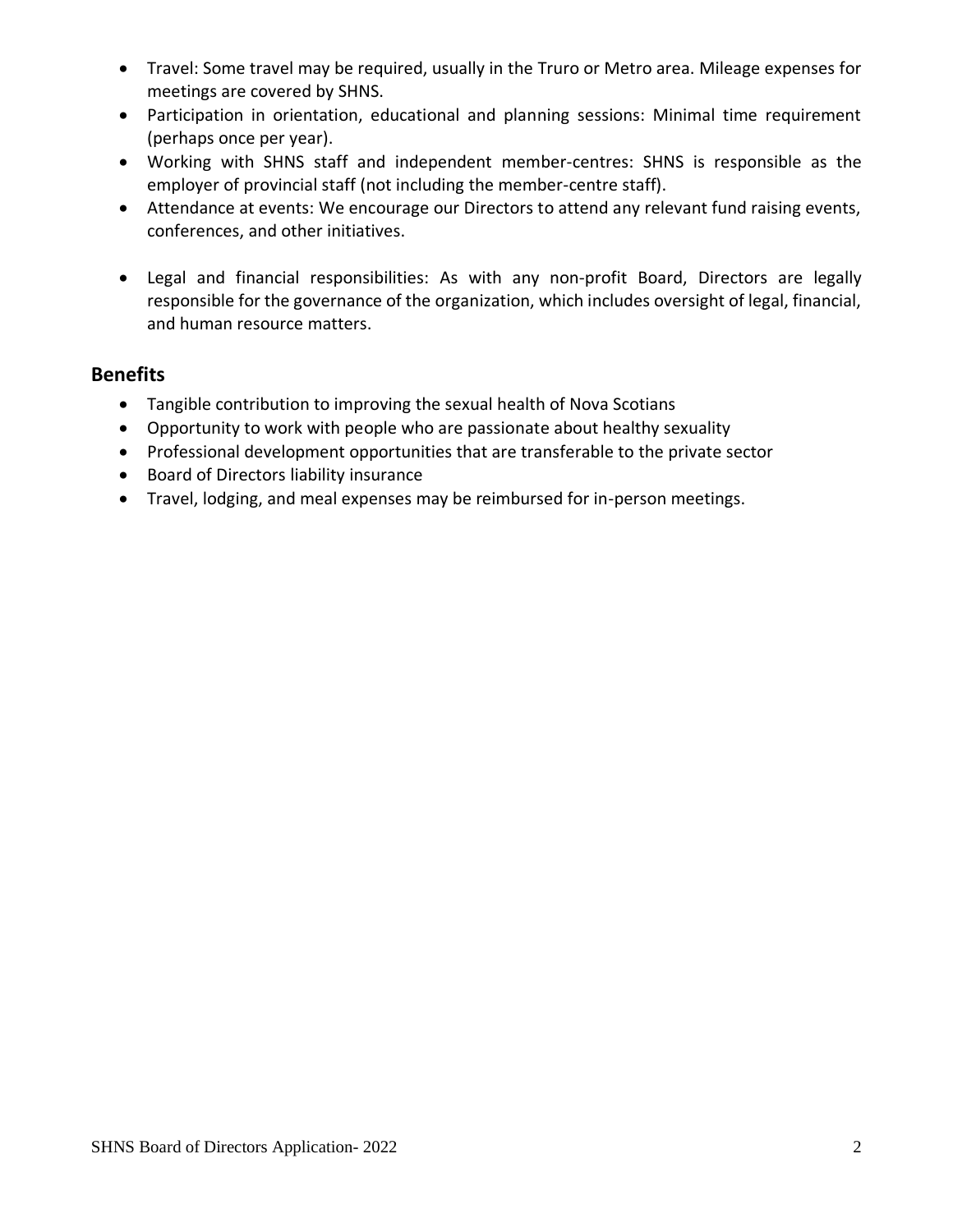- Travel: Some travel may be required, usually in the Truro or Metro area. Mileage expenses for meetings are covered by SHNS.
- Participation in orientation, educational and planning sessions: Minimal time requirement (perhaps once per year).
- Working with SHNS staff and independent member-centres: SHNS is responsible as the employer of provincial staff (not including the member-centre staff).
- Attendance at events: We encourage our Directors to attend any relevant fund raising events, conferences, and other initiatives.
- Legal and financial responsibilities: As with any non-profit Board, Directors are legally responsible for the governance of the organization, which includes oversight of legal, financial, and human resource matters.

## Benefits

- Tangible contribution to improving the sexual health of Nova Scotians
- Opportunity to work with people who are passionate about healthy sexuality
- Professional development opportunities that are transferable to the private sector
- Board of Directors liability insurance
- Travel, lodging, and meal expenses may be reimbursed for in-person meetings.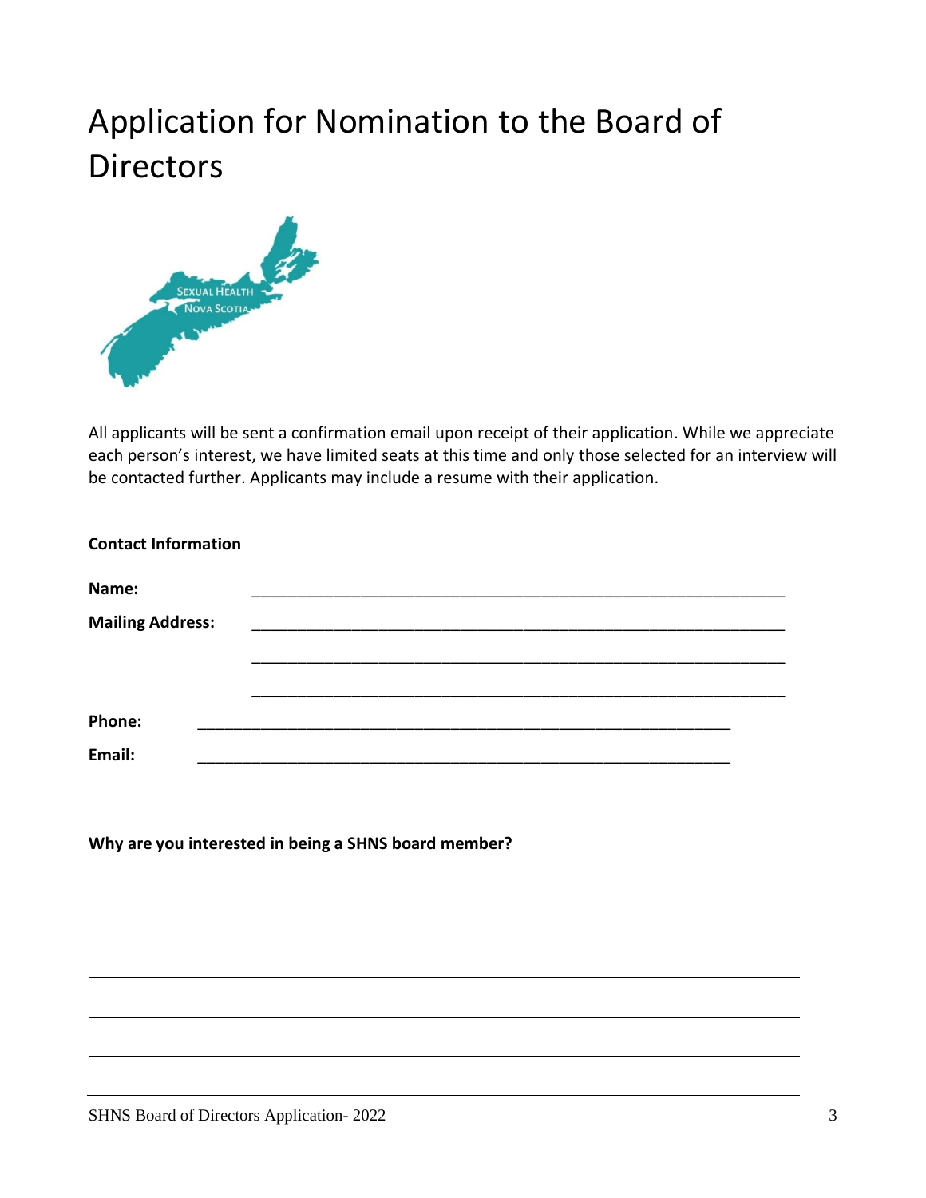# Application for Nomination to the Board of Directors

All applicants will be sent a confirmation email upon receipt of their application. While we appreciate each person's interest, we have limited seats at this time and only those selected for an interview will be contacted further. Applicants may include a resume with their application.

**Contact Information**

**Name:** ________________________________________________________________

**Mailing Address:** ________________________________________________________________

________________________________________________________________

________________________________________________________________

**Phone:** ________________________________________________________________

**Email:** ________________________________________________________________

**Why are you interested in being a SHNS board member?**

________________________________________________________________

________________________________________________________________

________________________________________________________________

________________________________________________________________

________________________________________________________________

________________________________________________________________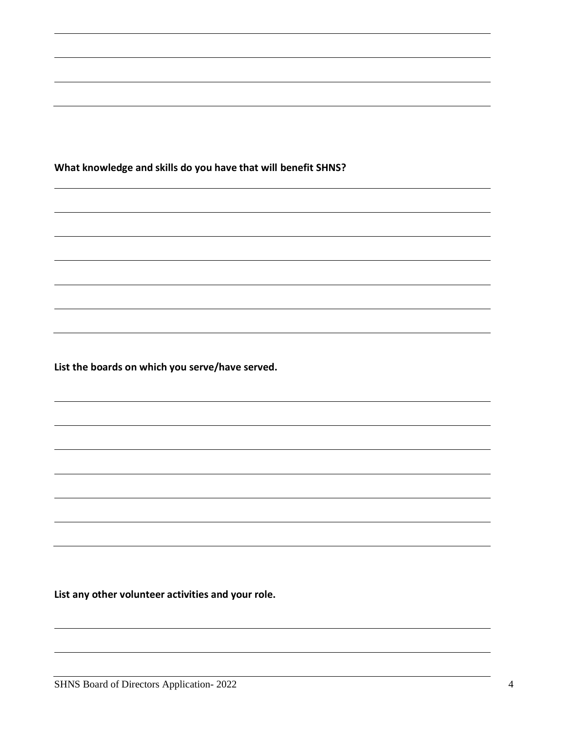**What knowledge and skills do you have that will benefit SHNS?**

**List the boards on which you serve/have served.**

**List any other volunteer activities and your role.**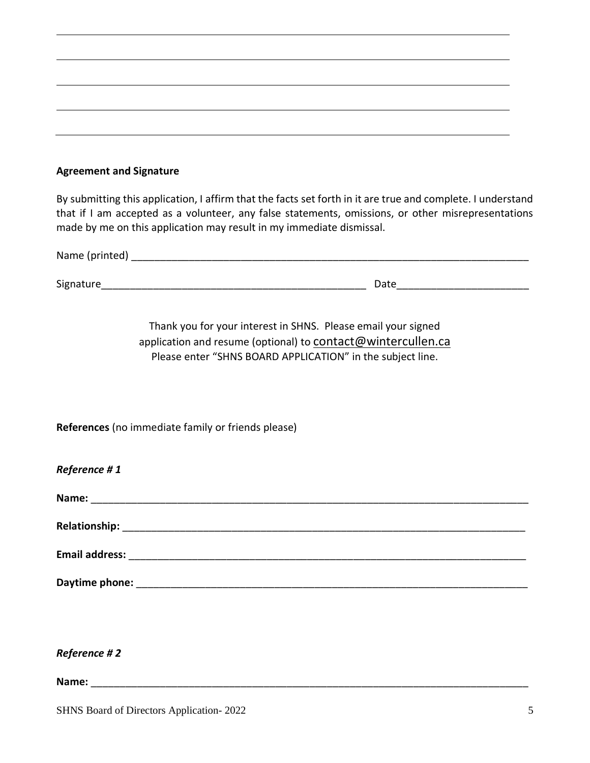**Agreement and Signature**

By submitting this application, I affirm that the facts set forth in it are true and complete. I understand that if I am accepted as a volunteer, any false statements, omissions, or other misrepresentations made by me on this application may result in my immediate dismissal.

Name (printed) ___________________________________________________________________

Signature_____________________________________________ Date______________________

Thank you for your interest in SHNS. Please email your signed application and resume (optional) to contact@wintercullen.ca
Please enter "SHNS BOARD APPLICATION" in the subject line.

**References** (no immediate family or friends please)

***Reference # 1***

**Name:** ________________________________________________________________________

**Relationship:** __________________________________________________________________

**Email address:** _________________________________________________________________

**Daytime phone:** ________________________________________________________________

***Reference # 2***

**Name:** ________________________________________________________________________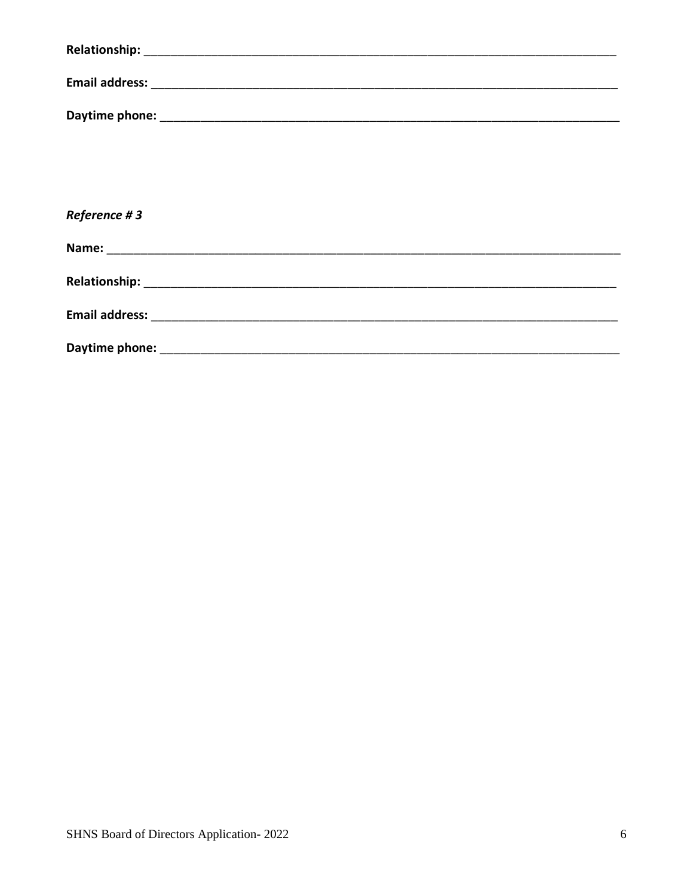**Relationship:** ___________________________________________________________________________

**Email address:** __________________________________________________________________________

**Daytime phone:** __________________________________________________________________________

***Reference # 3***

**Name:** ________________________________________________________________________________

**Relationship:** ___________________________________________________________________________

**Email address:** __________________________________________________________________________

**Daytime phone:** __________________________________________________________________________